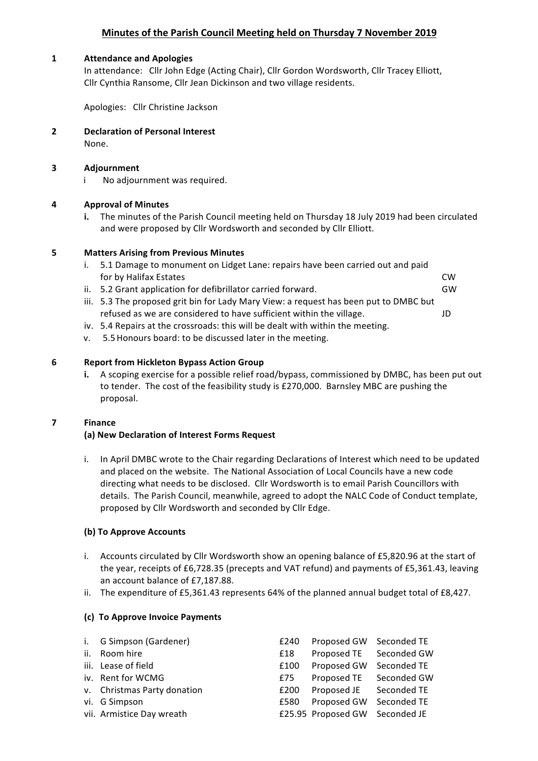# Minutes of the Parish Council Meeting held on Thursday 7 November 2019

## 1 Attendance and Apologies

In attendance: Cllr John Edge (Acting Chair), Cllr Gordon Wordsworth, Cllr Tracey Elliott, Cllr Cynthia Ransome, Cllr Jean Dickinson and two village residents.

Apologies: Cllr Christine Jackson

## 2 Declaration of Personal Interest

None.

## 3 Adjournment

i No adjournment was required.

## 4 Approval of Minutes

**i.** The minutes of the Parish Council meeting held on Thursday 18 July 2019 had been circulated and were proposed by Cllr Wordsworth and seconded by Cllr Elliott.

## 5 Matters Arising from Previous Minutes

i. 5.1 Damage to monument on Lidget Lane: repairs have been carried out and paid for by Halifax Estates — CW
ii. 5.2 Grant application for defibrillator carried forward. — GW
iii. 5.3 The proposed grit bin for Lady Mary View: a request has been put to DMBC but refused as we are considered to have sufficient within the village. — JD
iv. 5.4 Repairs at the crossroads: this will be dealt with within the meeting.
v. 5.5 Honours board: to be discussed later in the meeting.

## 6 Report from Hickleton Bypass Action Group

**i.** A scoping exercise for a possible relief road/bypass, commissioned by DMBC, has been put out to tender. The cost of the feasibility study is £270,000. Barnsley MBC are pushing the proposal.

## 7 Finance

### (a) New Declaration of Interest Forms Request

i. In April DMBC wrote to the Chair regarding Declarations of Interest which need to be updated and placed on the website. The National Association of Local Councils have a new code directing what needs to be disclosed. Cllr Wordsworth is to email Parish Councillors with details. The Parish Council, meanwhile, agreed to adopt the NALC Code of Conduct template, proposed by Cllr Wordsworth and seconded by Cllr Edge.

### (b) To Approve Accounts

i. Accounts circulated by Cllr Wordsworth show an opening balance of £5,820.96 at the start of the year, receipts of £6,728.35 (precepts and VAT refund) and payments of £5,361.43, leaving an account balance of £7,187.88.
ii. The expenditure of £5,361.43 represents 64% of the planned annual budget total of £8,427.

### (c) To Approve Invoice Payments

| | Item | Amount | Proposed | Seconded |
|---|---|---|---|---|
| i. | G Simpson (Gardener) | £240 | Proposed GW | Seconded TE |
| ii. | Room hire | £18 | Proposed TE | Seconded GW |
| iii. | Lease of field | £100 | Proposed GW | Seconded TE |
| iv. | Rent for WCMG | £75 | Proposed TE | Seconded GW |
| v. | Christmas Party donation | £200 | Proposed JE | Seconded TE |
| vi. | G Simpson | £580 | Proposed GW | Seconded TE |
| vii. | Armistice Day wreath | £25.95 | Proposed GW | Seconded JE |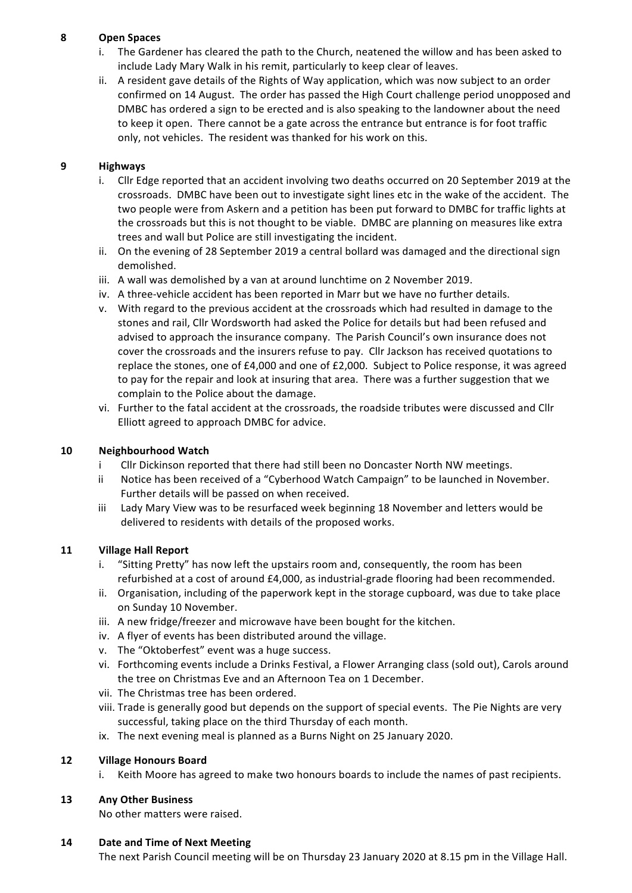## 8 Open Spaces

i. The Gardener has cleared the path to the Church, neatened the willow and has been asked to include Lady Mary Walk in his remit, particularly to keep clear of leaves.

ii. A resident gave details of the Rights of Way application, which was now subject to an order confirmed on 14 August. The order has passed the High Court challenge period unopposed and DMBC has ordered a sign to be erected and is also speaking to the landowner about the need to keep it open. There cannot be a gate across the entrance but entrance is for foot traffic only, not vehicles. The resident was thanked for his work on this.

## 9 Highways

i. Cllr Edge reported that an accident involving two deaths occurred on 20 September 2019 at the crossroads. DMBC have been out to investigate sight lines etc in the wake of the accident. The two people were from Askern and a petition has been put forward to DMBC for traffic lights at the crossroads but this is not thought to be viable. DMBC are planning on measures like extra trees and wall but Police are still investigating the incident.

ii. On the evening of 28 September 2019 a central bollard was damaged and the directional sign demolished.

iii. A wall was demolished by a van at around lunchtime on 2 November 2019.

iv. A three-vehicle accident has been reported in Marr but we have no further details.

v. With regard to the previous accident at the crossroads which had resulted in damage to the stones and rail, Cllr Wordsworth had asked the Police for details but had been refused and advised to approach the insurance company. The Parish Council's own insurance does not cover the crossroads and the insurers refuse to pay. Cllr Jackson has received quotations to replace the stones, one of £4,000 and one of £2,000. Subject to Police response, it was agreed to pay for the repair and look at insuring that area. There was a further suggestion that we complain to the Police about the damage.

vi. Further to the fatal accident at the crossroads, the roadside tributes were discussed and Cllr Elliott agreed to approach DMBC for advice.

## 10 Neighbourhood Watch

i Cllr Dickinson reported that there had still been no Doncaster North NW meetings.

ii Notice has been received of a "Cyberhood Watch Campaign" to be launched in November. Further details will be passed on when received.

iii Lady Mary View was to be resurfaced week beginning 18 November and letters would be delivered to residents with details of the proposed works.

## 11 Village Hall Report

i. "Sitting Pretty" has now left the upstairs room and, consequently, the room has been refurbished at a cost of around £4,000, as industrial-grade flooring had been recommended.

ii. Organisation, including of the paperwork kept in the storage cupboard, was due to take place on Sunday 10 November.

iii. A new fridge/freezer and microwave have been bought for the kitchen.

iv. A flyer of events has been distributed around the village.

v. The "Oktoberfest" event was a huge success.

vi. Forthcoming events include a Drinks Festival, a Flower Arranging class (sold out), Carols around the tree on Christmas Eve and an Afternoon Tea on 1 December.

vii. The Christmas tree has been ordered.

viii. Trade is generally good but depends on the support of special events. The Pie Nights are very successful, taking place on the third Thursday of each month.

ix. The next evening meal is planned as a Burns Night on 25 January 2020.

## 12 Village Honours Board

i. Keith Moore has agreed to make two honours boards to include the names of past recipients.

## 13 Any Other Business

No other matters were raised.

## 14 Date and Time of Next Meeting

The next Parish Council meeting will be on Thursday 23 January 2020 at 8.15 pm in the Village Hall.